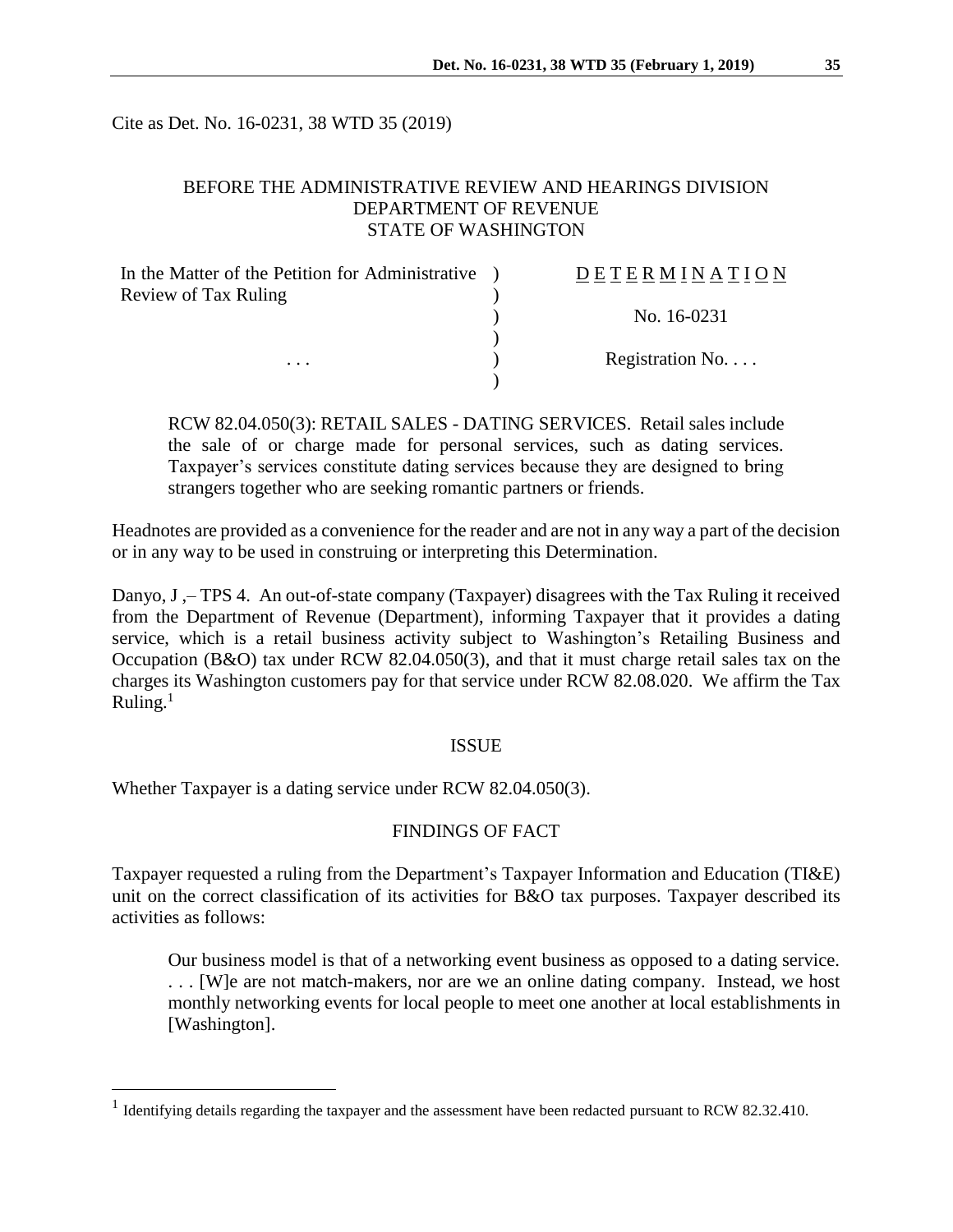Cite as Det. No. 16-0231, 38 WTD 35 (2019)

BEFORE THE ADMINISTRATIVE REVIEW AND HEARINGS DIVISION
DEPARTMENT OF REVENUE
STATE OF WASHINGTON

| | | |
|---|---|---|
| In the Matter of the Petition for Administrative Review of Tax Ruling | ) | D E T E R M I N A T I O N |
| | ) | No. 16-0231 |
| . . . | ) | Registration No. . . . |

RCW 82.04.050(3): RETAIL SALES - DATING SERVICES. Retail sales include the sale of or charge made for personal services, such as dating services. Taxpayer's services constitute dating services because they are designed to bring strangers together who are seeking romantic partners or friends.

Headnotes are provided as a convenience for the reader and are not in any way a part of the decision or in any way to be used in construing or interpreting this Determination.

Danyo, J ,– TPS 4. An out-of-state company (Taxpayer) disagrees with the Tax Ruling it received from the Department of Revenue (Department), informing Taxpayer that it provides a dating service, which is a retail business activity subject to Washington's Retailing Business and Occupation (B&O) tax under RCW 82.04.050(3), and that it must charge retail sales tax on the charges its Washington customers pay for that service under RCW 82.08.020. We affirm the Tax Ruling.[1]

## ISSUE

Whether Taxpayer is a dating service under RCW 82.04.050(3).

## FINDINGS OF FACT

Taxpayer requested a ruling from the Department's Taxpayer Information and Education (TI&E) unit on the correct classification of its activities for B&O tax purposes. Taxpayer described its activities as follows:

> Our business model is that of a networking event business as opposed to a dating service. . . . [W]e are not match-makers, nor are we an online dating company. Instead, we host monthly networking events for local people to meet one another at local establishments in [Washington].

[1] Identifying details regarding the taxpayer and the assessment have been redacted pursuant to RCW 82.32.410.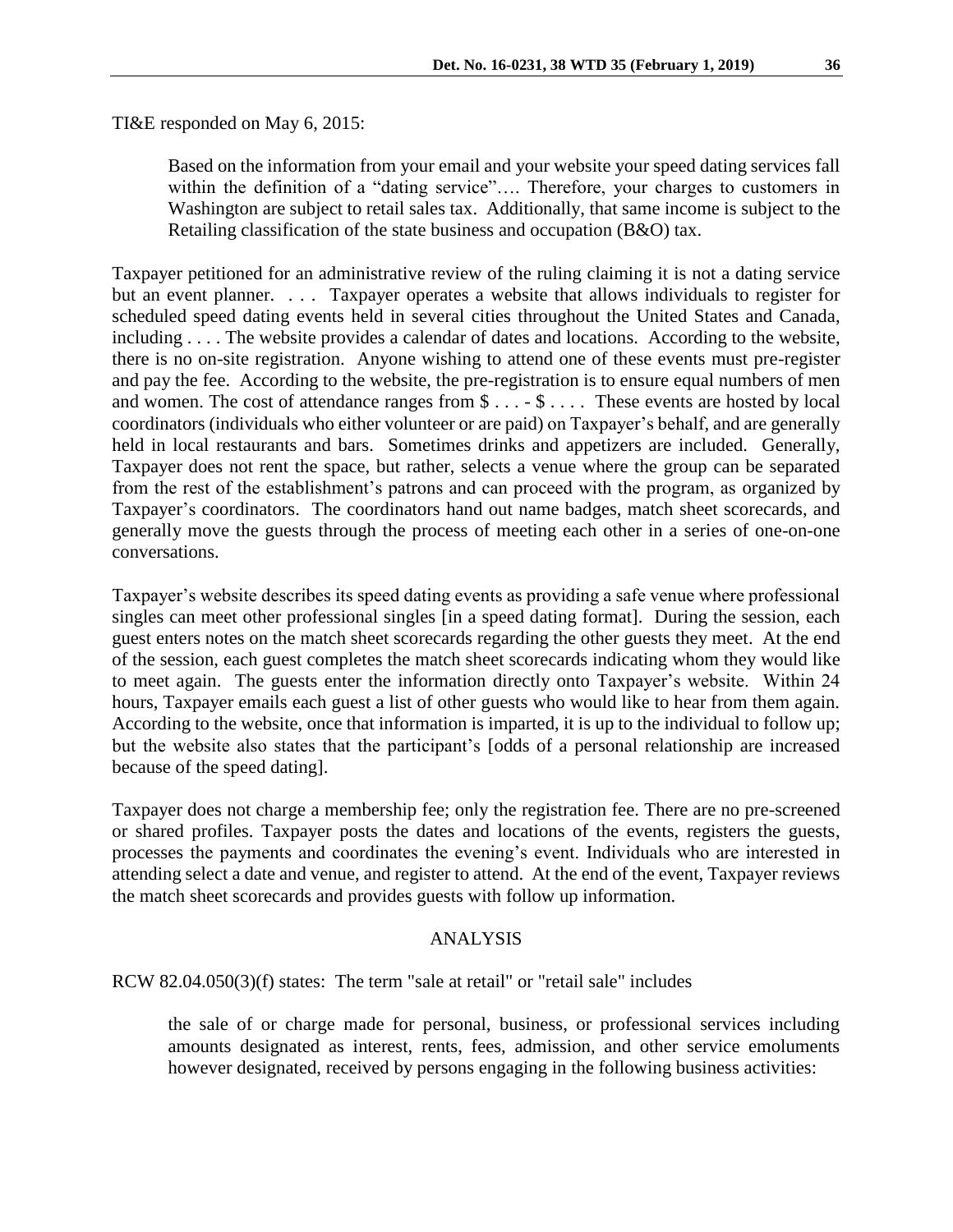TI&E responded on May 6, 2015:

> Based on the information from your email and your website your speed dating services fall within the definition of a "dating service"…. Therefore, your charges to customers in Washington are subject to retail sales tax. Additionally, that same income is subject to the Retailing classification of the state business and occupation (B&O) tax.

Taxpayer petitioned for an administrative review of the ruling claiming it is not a dating service but an event planner. . . . Taxpayer operates a website that allows individuals to register for scheduled speed dating events held in several cities throughout the United States and Canada, including . . . . The website provides a calendar of dates and locations. According to the website, there is no on-site registration. Anyone wishing to attend one of these events must pre-register and pay the fee. According to the website, the pre-registration is to ensure equal numbers of men and women. The cost of attendance ranges from $ . . . - $ . . . . These events are hosted by local coordinators (individuals who either volunteer or are paid) on Taxpayer's behalf, and are generally held in local restaurants and bars. Sometimes drinks and appetizers are included. Generally, Taxpayer does not rent the space, but rather, selects a venue where the group can be separated from the rest of the establishment's patrons and can proceed with the program, as organized by Taxpayer's coordinators. The coordinators hand out name badges, match sheet scorecards, and generally move the guests through the process of meeting each other in a series of one-on-one conversations.

Taxpayer's website describes its speed dating events as providing a safe venue where professional singles can meet other professional singles [in a speed dating format]. During the session, each guest enters notes on the match sheet scorecards regarding the other guests they meet. At the end of the session, each guest completes the match sheet scorecards indicating whom they would like to meet again. The guests enter the information directly onto Taxpayer's website. Within 24 hours, Taxpayer emails each guest a list of other guests who would like to hear from them again. According to the website, once that information is imparted, it is up to the individual to follow up; but the website also states that the participant's [odds of a personal relationship are increased because of the speed dating].

Taxpayer does not charge a membership fee; only the registration fee. There are no pre-screened or shared profiles. Taxpayer posts the dates and locations of the events, registers the guests, processes the payments and coordinates the evening's event. Individuals who are interested in attending select a date and venue, and register to attend. At the end of the event, Taxpayer reviews the match sheet scorecards and provides guests with follow up information.

## ANALYSIS

RCW 82.04.050(3)(f) states: The term "sale at retail" or "retail sale" includes

> the sale of or charge made for personal, business, or professional services including amounts designated as interest, rents, fees, admission, and other service emoluments however designated, received by persons engaging in the following business activities: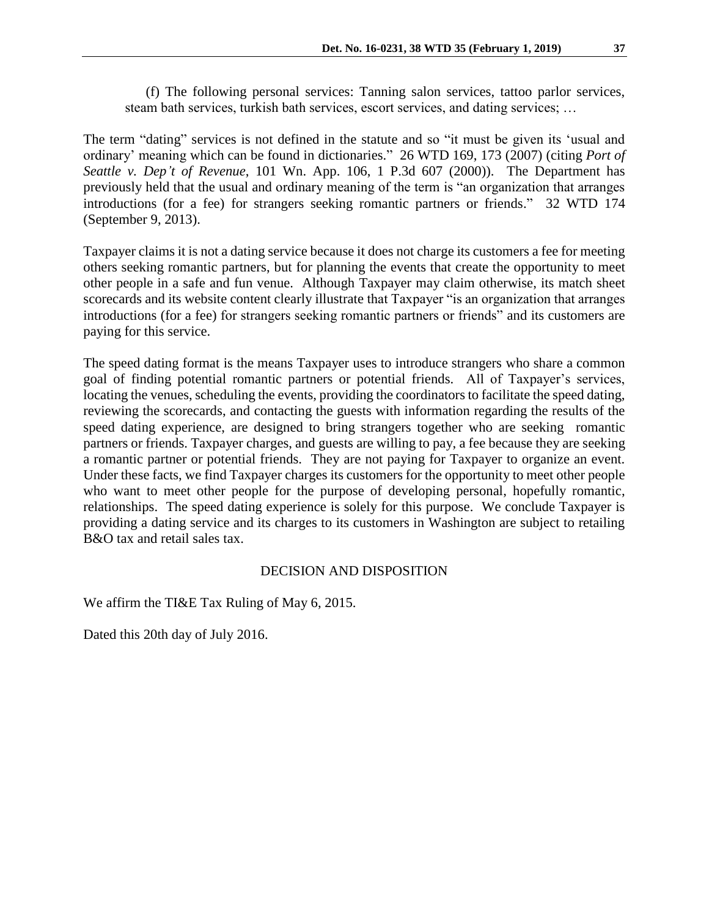(f) The following personal services: Tanning salon services, tattoo parlor services, steam bath services, turkish bath services, escort services, and dating services; …

The term "dating" services is not defined in the statute and so "it must be given its 'usual and ordinary' meaning which can be found in dictionaries." 26 WTD 169, 173 (2007) (citing *Port of Seattle v. Dep't of Revenue*, 101 Wn. App. 106, 1 P.3d 607 (2000)). The Department has previously held that the usual and ordinary meaning of the term is "an organization that arranges introductions (for a fee) for strangers seeking romantic partners or friends." 32 WTD 174 (September 9, 2013).

Taxpayer claims it is not a dating service because it does not charge its customers a fee for meeting others seeking romantic partners, but for planning the events that create the opportunity to meet other people in a safe and fun venue. Although Taxpayer may claim otherwise, its match sheet scorecards and its website content clearly illustrate that Taxpayer "is an organization that arranges introductions (for a fee) for strangers seeking romantic partners or friends" and its customers are paying for this service.

The speed dating format is the means Taxpayer uses to introduce strangers who share a common goal of finding potential romantic partners or potential friends. All of Taxpayer's services, locating the venues, scheduling the events, providing the coordinators to facilitate the speed dating, reviewing the scorecards, and contacting the guests with information regarding the results of the speed dating experience, are designed to bring strangers together who are seeking romantic partners or friends. Taxpayer charges, and guests are willing to pay, a fee because they are seeking a romantic partner or potential friends. They are not paying for Taxpayer to organize an event. Under these facts, we find Taxpayer charges its customers for the opportunity to meet other people who want to meet other people for the purpose of developing personal, hopefully romantic, relationships. The speed dating experience is solely for this purpose. We conclude Taxpayer is providing a dating service and its charges to its customers in Washington are subject to retailing B&O tax and retail sales tax.

## DECISION AND DISPOSITION

We affirm the TI&E Tax Ruling of May 6, 2015.

Dated this 20th day of July 2016.